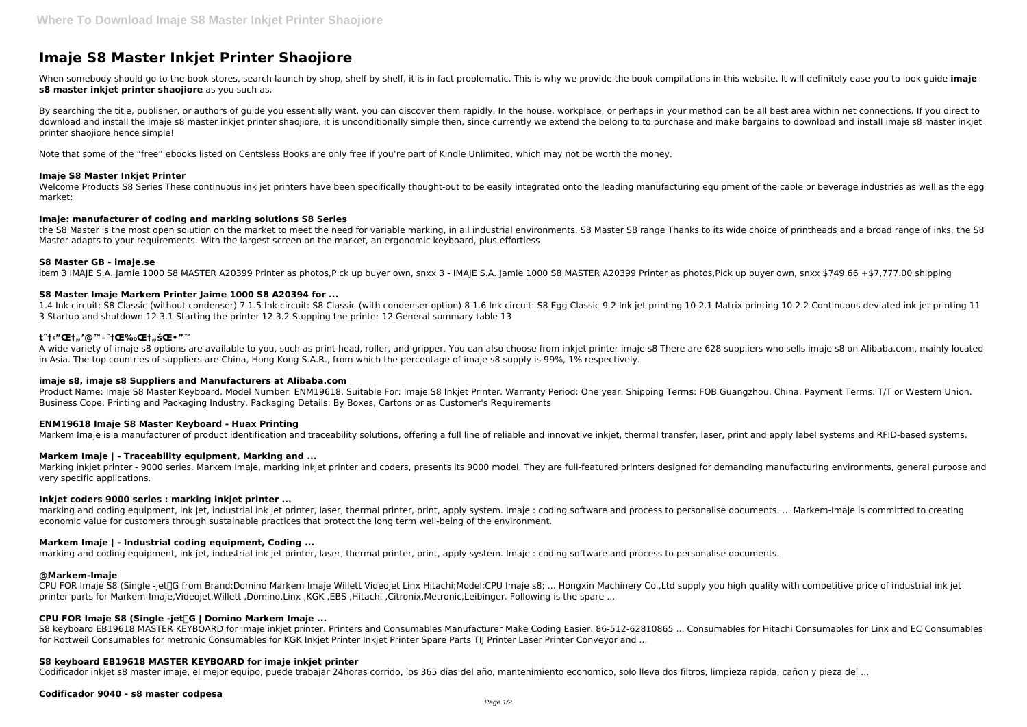# Imaje S8 Master Inkjet Printer Shaojiore

When somebody should go to the book stores, search launch by shop, shelf by shelf, it is in fact problematic. This is why we provide the book compilations in this website. It will definitely ease you to look guide **imaje s8 master inkjet printer shaojiore** as you such as.

By searching the title, publisher, or authors of guide you essentially want, you can discover them rapidly. In the house, workplace, or perhaps in your method can be all best area within net connections. If you direct to download and install the imaje s8 master inkjet printer shaojiore, it is unconditionally simple then, since currently we extend the belong to to purchase and make bargains to download and install imaje s8 master inkjet printer shaojiore hence simple!

Note that some of the "free" ebooks listed on Centsless Books are only free if you're part of Kindle Unlimited, which may not be worth the money.

### Imaje S8 Master Inkjet Printer

Welcome Products S8 Series These continuous ink jet printers have been specifically thought-out to be easily integrated onto the leading manufacturing equipment of the cable or beverage industries as well as the egg market:

### Imaje: manufacturer of coding and marking solutions S8 Series

the S8 Master is the most open solution on the market to meet the need for variable marking, in all industrial environments. S8 Master S8 range Thanks to its wide choice of printheads and a broad range of inks, the S8 Master adapts to your requirements. With the largest screen on the market, an ergonomic keyboard, plus effortless

### S8 Master GB - imaje.se

item 3 IMAJE S.A. Jamie 1000 S8 MASTER A20399 Printer as photos,Pick up buyer own, snxx 3 - IMAJE S.A. Jamie 1000 S8 MASTER A20399 Printer as photos,Pick up buyer own, snxx $749.66 +$7,777.00 shipping

### S8 Master Imaje Markem Printer Jaime 1000 S8 A20394 for ...

1.4 Ink circuit: S8 Classic (without condenser) 7 1.5 Ink circuit: S8 Classic (with condenser option) 8 1.6 Ink circuit: S8 Egg Classic 9 2 Ink jet printing 10 2.1 Matrix printing 10 2.2 Continuous deviated ink jet printing 11 3 Startup and shutdown 12 3.1 Starting the printer 12 3.2 Stopping the printer 12 General summary table 13

### tˆt‹"Œt„'@™–ˆtŒ‰Œt„šŒ•"™

A wide variety of imaje s8 options are available to you, such as print head, roller, and gripper. You can also choose from inkjet printer imaje s8 There are 628 suppliers who sells imaje s8 on Alibaba.com, mainly located in Asia. The top countries of suppliers are China, Hong Kong S.A.R., from which the percentage of imaje s8 supply is 99%, 1% respectively.

### imaje s8, imaje s8 Suppliers and Manufacturers at Alibaba.com

Product Name: Imaje S8 Master Keyboard. Model Number: ENM19618. Suitable For: Imaje S8 Inkjet Printer. Warranty Period: One year. Shipping Terms: FOB Guangzhou, China. Payment Terms: T/T or Western Union. Business Cope: Printing and Packaging Industry. Packaging Details: By Boxes, Cartons or as Customer's Requirements

### ENM19618 Imaje S8 Master Keyboard - Huax Printing

Markem Imaje is a manufacturer of product identification and traceability solutions, offering a full line of reliable and innovative inkjet, thermal transfer, laser, print and apply label systems and RFID-based systems.

### Markem Imaje | - Traceability equipment, Marking and ...

Marking inkjet printer - 9000 series. Markem Imaje, marking inkjet printer and coders, presents its 9000 model. They are full-featured printers designed for demanding manufacturing environments, general purpose and very specific applications.

### Inkjet coders 9000 series : marking inkjet printer ...

marking and coding equipment, ink jet, industrial ink jet printer, laser, thermal printer, print, apply system. Imaje : coding software and process to personalise documents. ... Markem-Imaje is committed to creating economic value for customers through sustainable practices that protect the long term well-being of the environment.

### Markem Imaje | - Industrial coding equipment, Coding ...

marking and coding equipment, ink jet, industrial ink jet printer, laser, thermal printer, print, apply system. Imaje : coding software and process to personalise documents.

### @Markem-Imaje

CPU FOR Imaje S8 (Single -jet）G from Brand:Domino Markem Imaje Willett Videojet Linx Hitachi;Model:CPU Imaje s8; ... Hongxin Machinery Co.,Ltd supply you high quality with competitive price of industrial ink jet printer parts for Markem-Imaje,Videojet,Willett ,Domino,Linx ,KGK ,EBS ,Hitachi ,Citronix,Metronic,Leibinger. Following is the spare ...

### CPU FOR Imaje S8 (Single -jet）G | Domino Markem Imaje ...

S8 keyboard EB19618 MASTER KEYBOARD for imaje inkjet printer. Printers and Consumables Manufacturer Make Coding Easier. 86-512-62810865 ... Consumables for Hitachi Consumables for Linx and EC Consumables for Rottweil Consumables for metronic Consumables for KGK Inkjet Printer Inkjet Printer Spare Parts TIJ Printer Laser Printer Conveyor and ...

### S8 keyboard EB19618 MASTER KEYBOARD for imaje inkjet printer

Codificador inkjet s8 master imaje, el mejor equipo, puede trabajar 24horas corrido, los 365 dias del año, mantenimiento economico, solo lleva dos filtros, limpieza rapida, cañon y pieza del ...

### Codificador 9040 - s8 master codpesa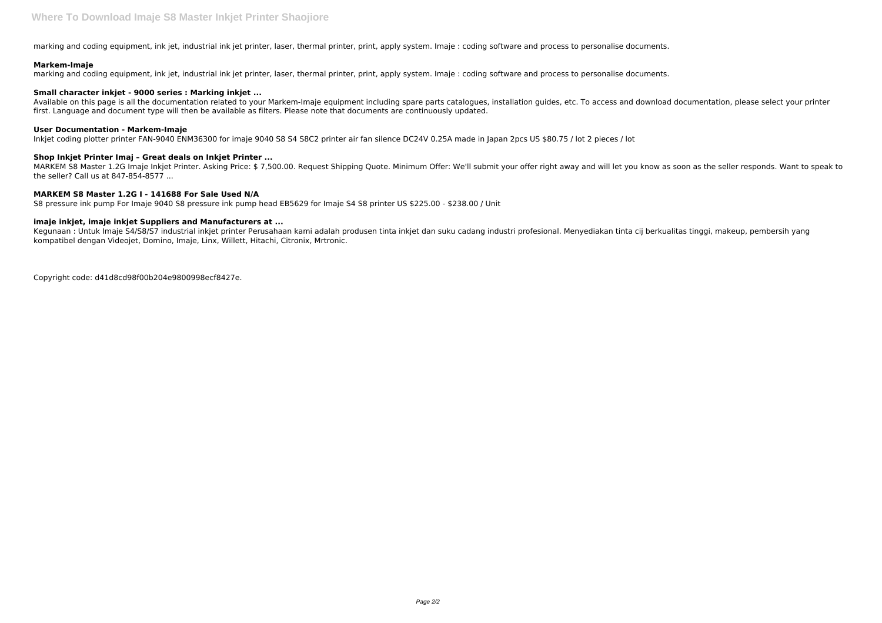marking and coding equipment, ink jet, industrial ink jet printer, laser, thermal printer, print, apply system. Imaje : coding software and process to personalise documents.

### Markem-Imaje

marking and coding equipment, ink jet, industrial ink jet printer, laser, thermal printer, print, apply system. Imaje : coding software and process to personalise documents.

### Small character inkjet - 9000 series : Marking inkjet ...

Available on this page is all the documentation related to your Markem-Imaje equipment including spare parts catalogues, installation guides, etc. To access and download documentation, please select your printer first. Language and document type will then be available as filters. Please note that documents are continuously updated.

### User Documentation - Markem-Imaje

Inkjet coding plotter printer FAN-9040 ENM36300 for imaje 9040 S8 S4 S8C2 printer air fan silence DC24V 0.25A made in Japan 2pcs US $80.75 / lot 2 pieces / lot

### Shop Inkjet Printer Imaj – Great deals on Inkjet Printer ...

MARKEM S8 Master 1.2G Imaje Inkjet Printer. Asking Price: $ 7,500.00. Request Shipping Quote. Minimum Offer: We'll submit your offer right away and will let you know as soon as the seller responds. Want to speak to the seller? Call us at 847-854-8577 ...

### MARKEM S8 Master 1.2G I - 141688 For Sale Used N/A

S8 pressure ink pump For Imaje 9040 S8 pressure ink pump head EB5629 for Imaje S4 S8 printer US $225.00 - $238.00 / Unit

### imaje inkjet, imaje inkjet Suppliers and Manufacturers at ...

Kegunaan : Untuk Imaje S4/S8/S7 industrial inkjet printer Perusahaan kami adalah produsen tinta inkjet dan suku cadang industri profesional. Menyediakan tinta cij berkualitas tinggi, makeup, pembersih yang kompatibel dengan Videojet, Domino, Imaje, Linx, Willett, Hitachi, Citronix, Mrtronic.

Copyright code: d41d8cd98f00b204e9800998ecf8427e.